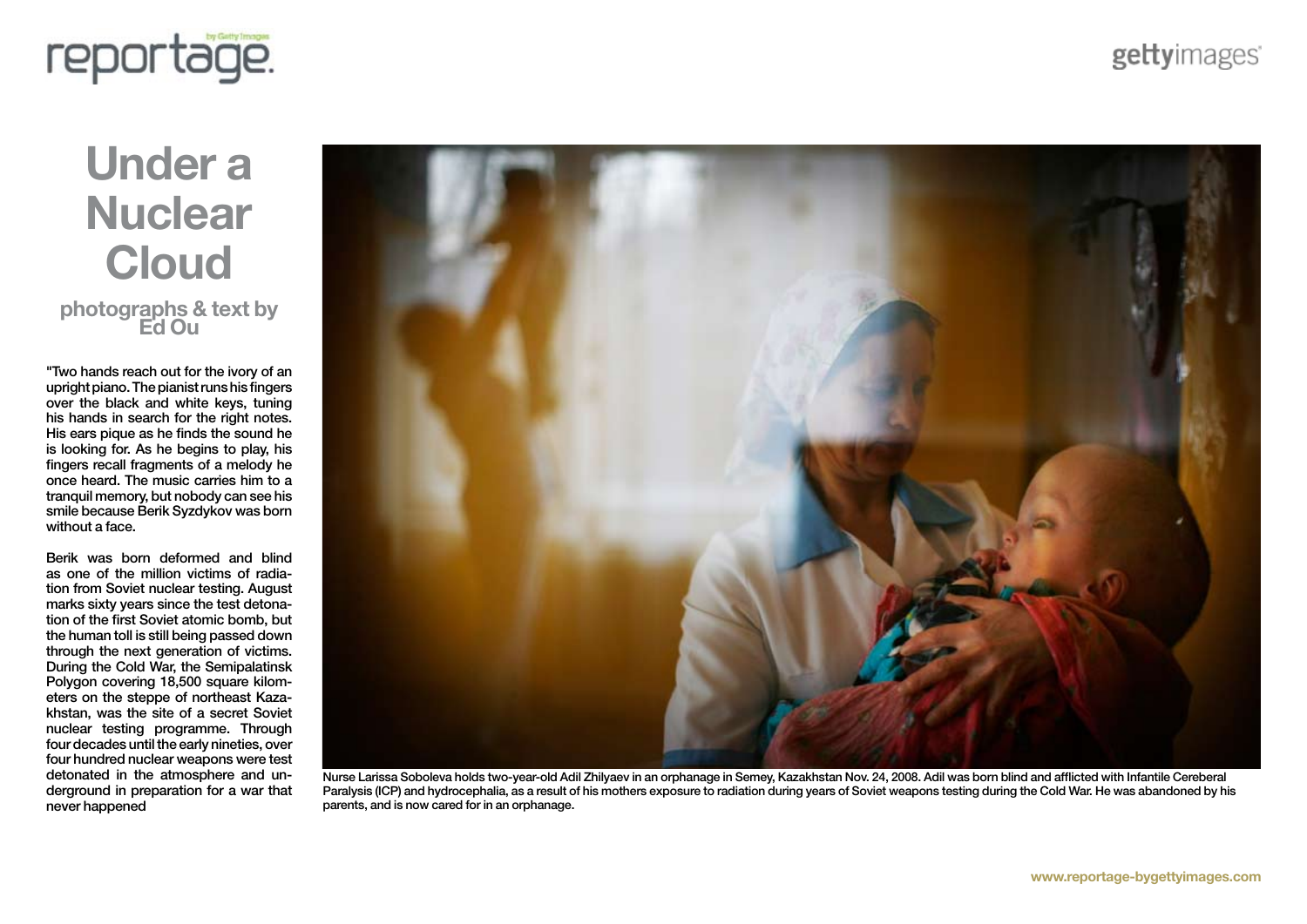# Under a Nuclear Cloud

**photographs & text by Ed Ou**

"Two hands reach out for the ivory of an upright piano. The pianist runs his fingers over the black and white keys, tuning his hands in search for the right notes. His ears pique as he finds the sound he is looking for. As he begins to play, his fingers recall fragments of a melody he once heard. The music carries him to a tranquil memory, but nobody can see his smile because Berik Syzdykov was born without a face.

Berik was born deformed and blind as one of the million victims of radiation from Soviet nuclear testing. August marks sixty years since the test detonation of the first Soviet atomic bomb, but the human toll is still being passed down through the next generation of victims. During the Cold War, the Semipalatinsk Polygon covering 18,500 square kilometers on the steppe of northeast Kazakhstan, was the site of a secret Soviet nuclear testing programme. Through four decades until the early nineties, over four hundred nuclear weapons were test detonated in the atmosphere and underground in preparation for a war that never happened

Nurse Larissa Soboleva holds two-year-old Adil Zhilyaev in an orphanage in Semey, Kazakhstan Nov. 24, 2008. Adil was born blind and afflicted with Infantile Cereberal Paralysis (ICP) and hydrocephalia, as a result of his mothers exposure to radiation during years of Soviet weapons testing during the Cold War. He was abandoned by his parents, and is now cared for in an orphanage.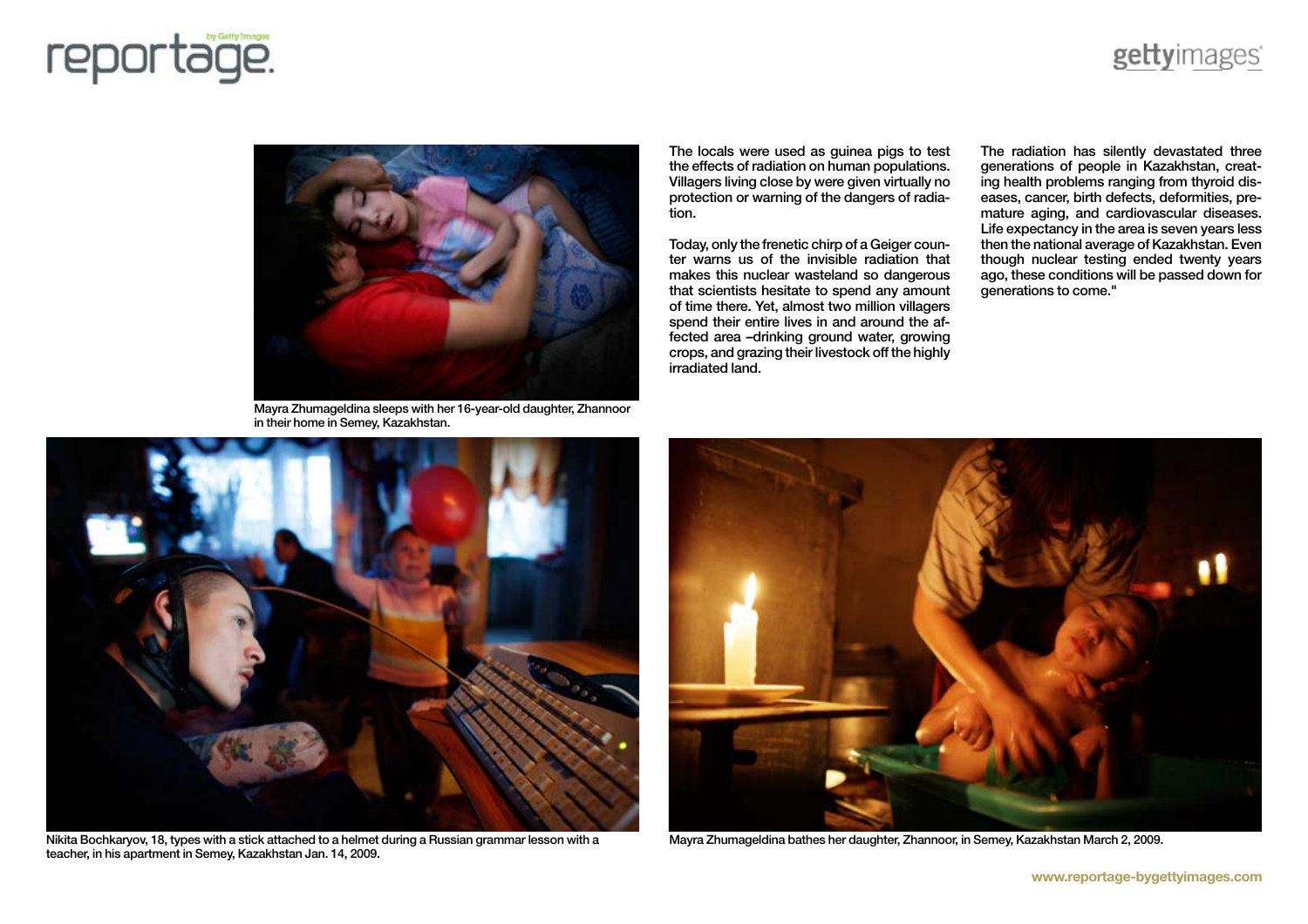Mayra Zhumageldina sleeps with her 16-year-old daughter, Zhannoor in their home in Semey, Kazakhstan.

The locals were used as guinea pigs to test the effects of radiation on human populations. Villagers living close by were given virtually no protection or warning of the dangers of radiation.

Today, only the frenetic chirp of a Geiger counter warns us of the invisible radiation that makes this nuclear wasteland so dangerous that scientists hesitate to spend any amount of time there. Yet, almost two million villagers spend their entire lives in and around the affected area –drinking ground water, growing crops, and grazing their livestock off the highly irradiated land.

The radiation has silently devastated three generations of people in Kazakhstan, creating health problems ranging from thyroid diseases, cancer, birth defects, deformities, premature aging, and cardiovascular diseases. Life expectancy in the area is seven years less then the national average of Kazakhstan. Even though nuclear testing ended twenty years ago, these conditions will be passed down for generations to come."

Nikita Bochkaryov, 18, types with a stick attached to a helmet during a Russian grammar lesson with a teacher, in his apartment in Semey, Kazakhstan Jan. 14, 2009.

Mayra Zhumageldina bathes her daughter, Zhannoor, in Semey, Kazakhstan March 2, 2009.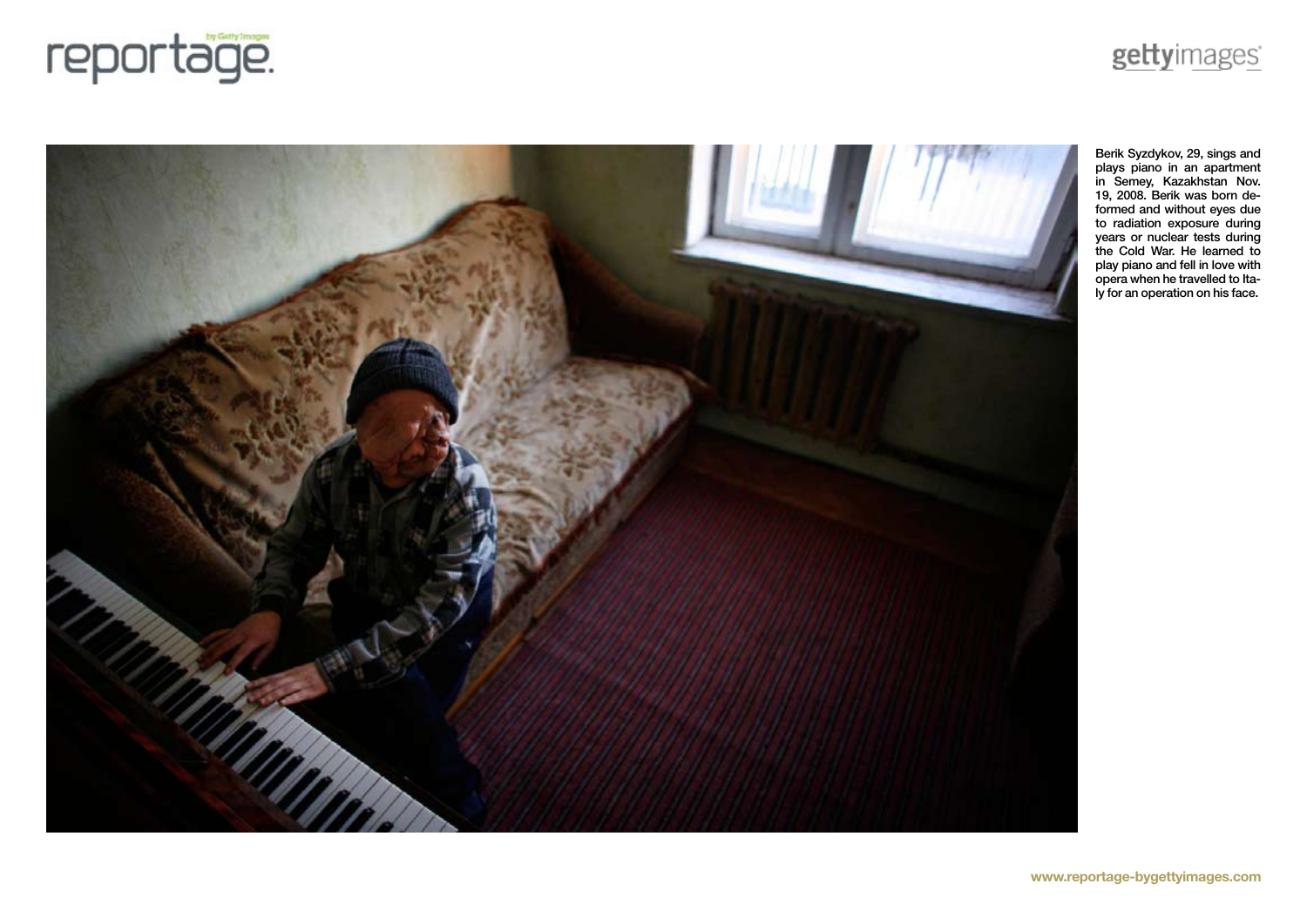Berik Syzdykov, 29, sings and plays piano in an apartment in Semey, Kazakhstan Nov. 19, 2008. Berik was born deformed and without eyes due to radiation exposure during years or nuclear tests during the Cold War. He learned to play piano and fell in love with opera when he travelled to Italy for an operation on his face.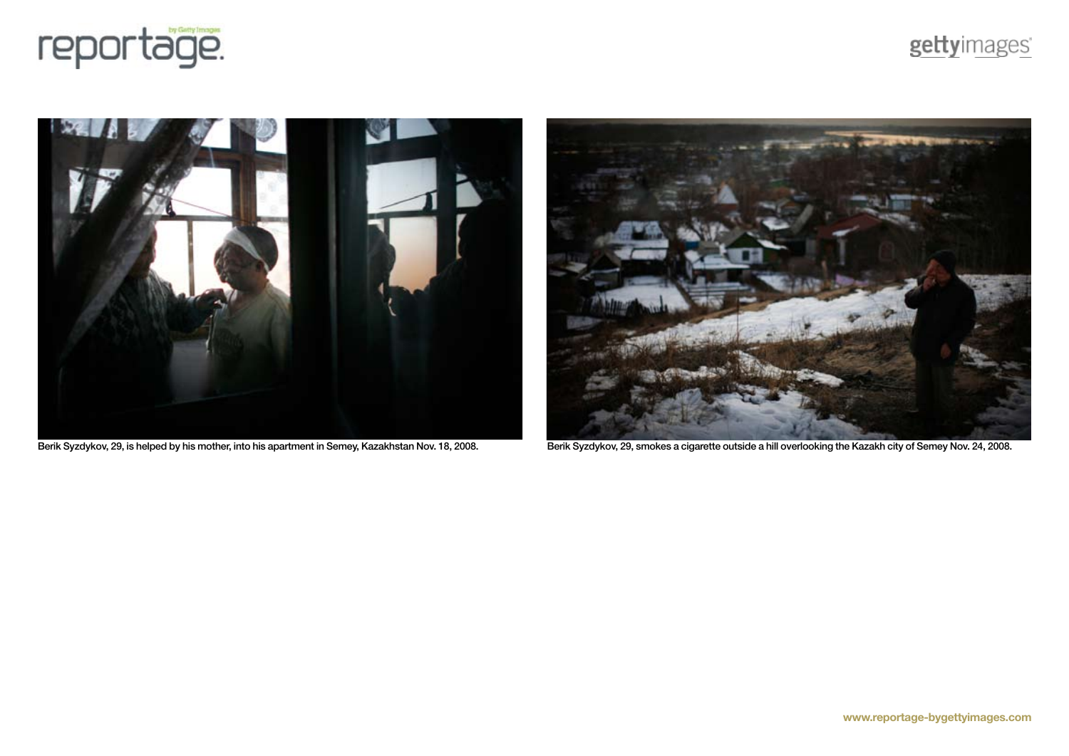Berik Syzdykov, 29, is helped by his mother, into his apartment in Semey, Kazakhstan Nov. 18, 2008.

Berik Syzdykov, 29, smokes a cigarette outside a hill overlooking the Kazakh city of Semey Nov. 24, 2008.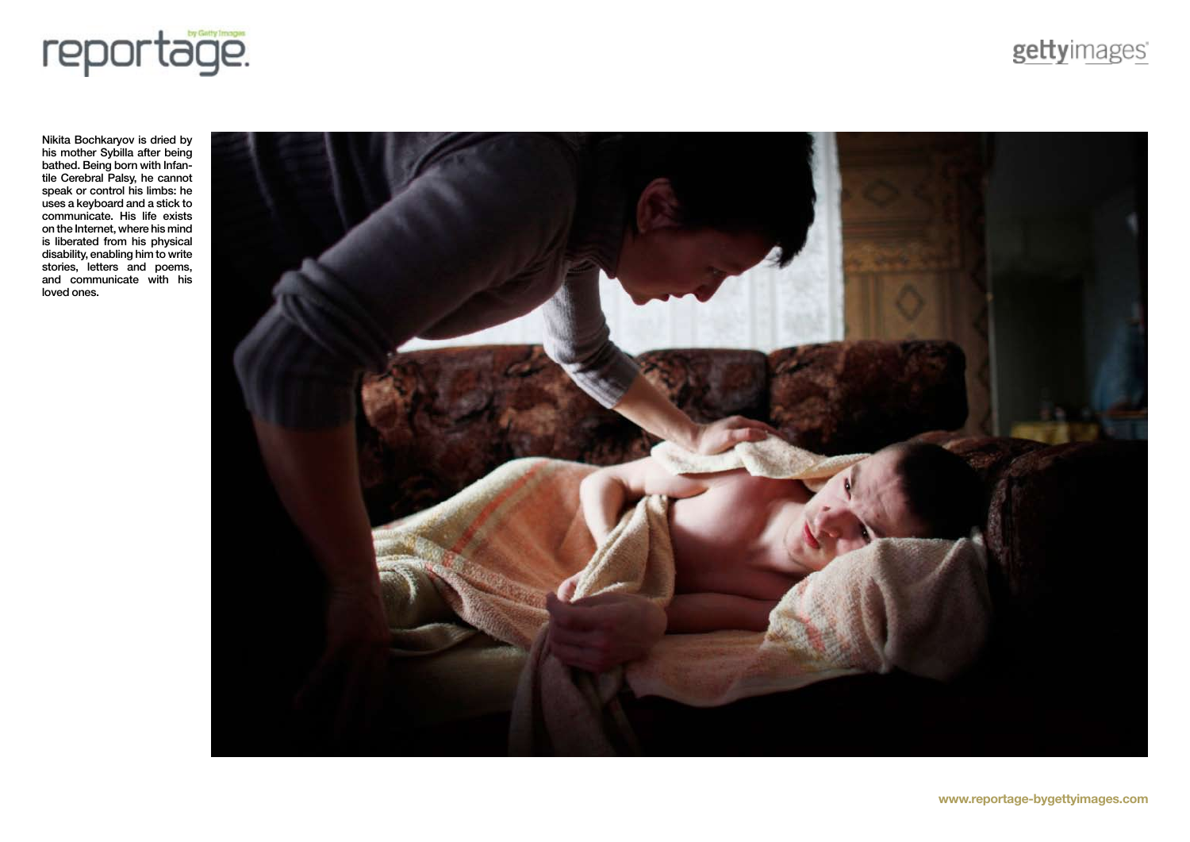Nikita Bochkaryov is dried by his mother Sybilla after being bathed. Being born with Infantile Cerebral Palsy, he cannot speak or control his limbs: he uses a keyboard and a stick to communicate. His life exists on the Internet, where his mind is liberated from his physical disability, enabling him to write stories, letters and poems, and communicate with his loved ones.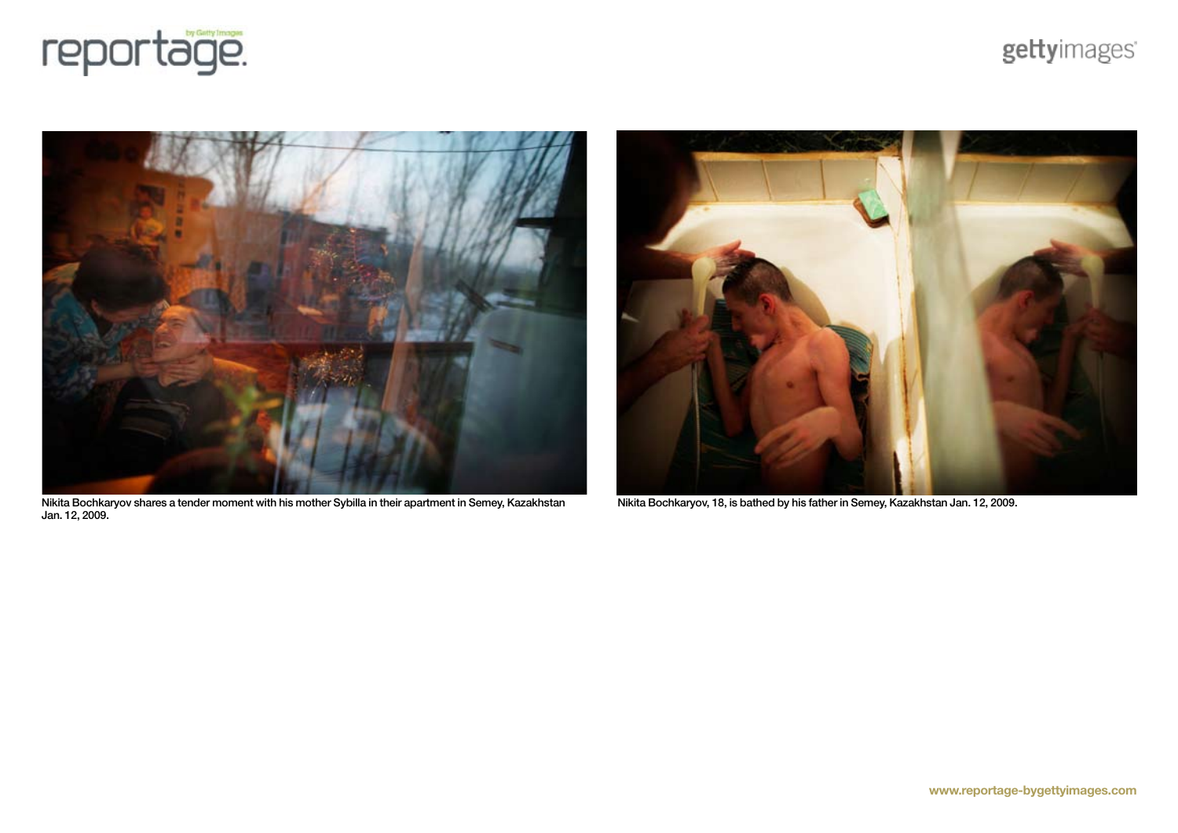Nikita Bochkaryov shares a tender moment with his mother Sybilla in their apartment in Semey, Kazakhstan Jan. 12, 2009.

Nikita Bochkaryov, 18, is bathed by his father in Semey, Kazakhstan Jan. 12, 2009.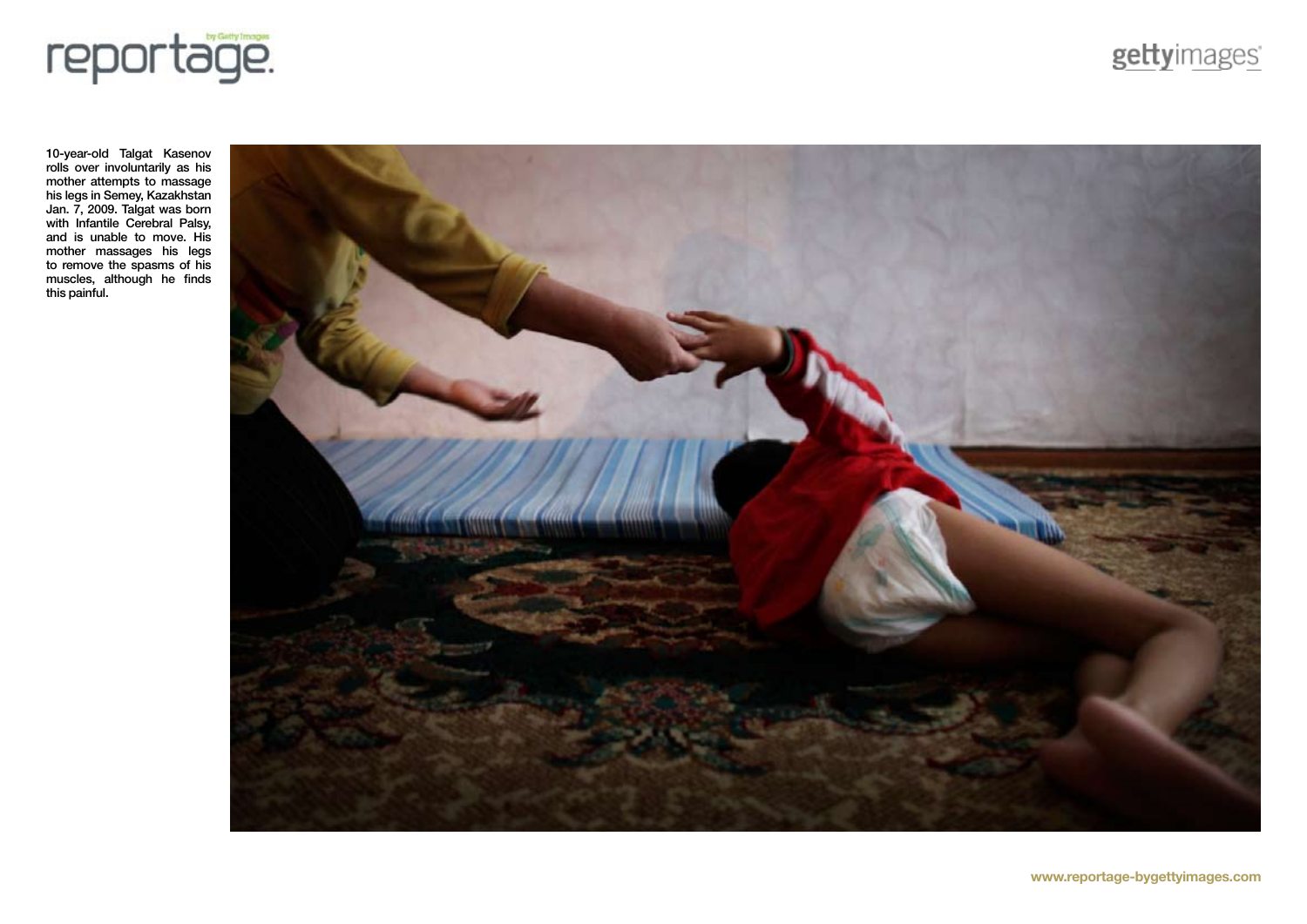10-year-old Talgat Kasenov rolls over involuntarily as his mother attempts to massage his legs in Semey, Kazakhstan Jan. 7, 2009. Talgat was born with Infantile Cerebral Palsy, and is unable to move. His mother massages his legs to remove the spasms of his muscles, although he finds this painful.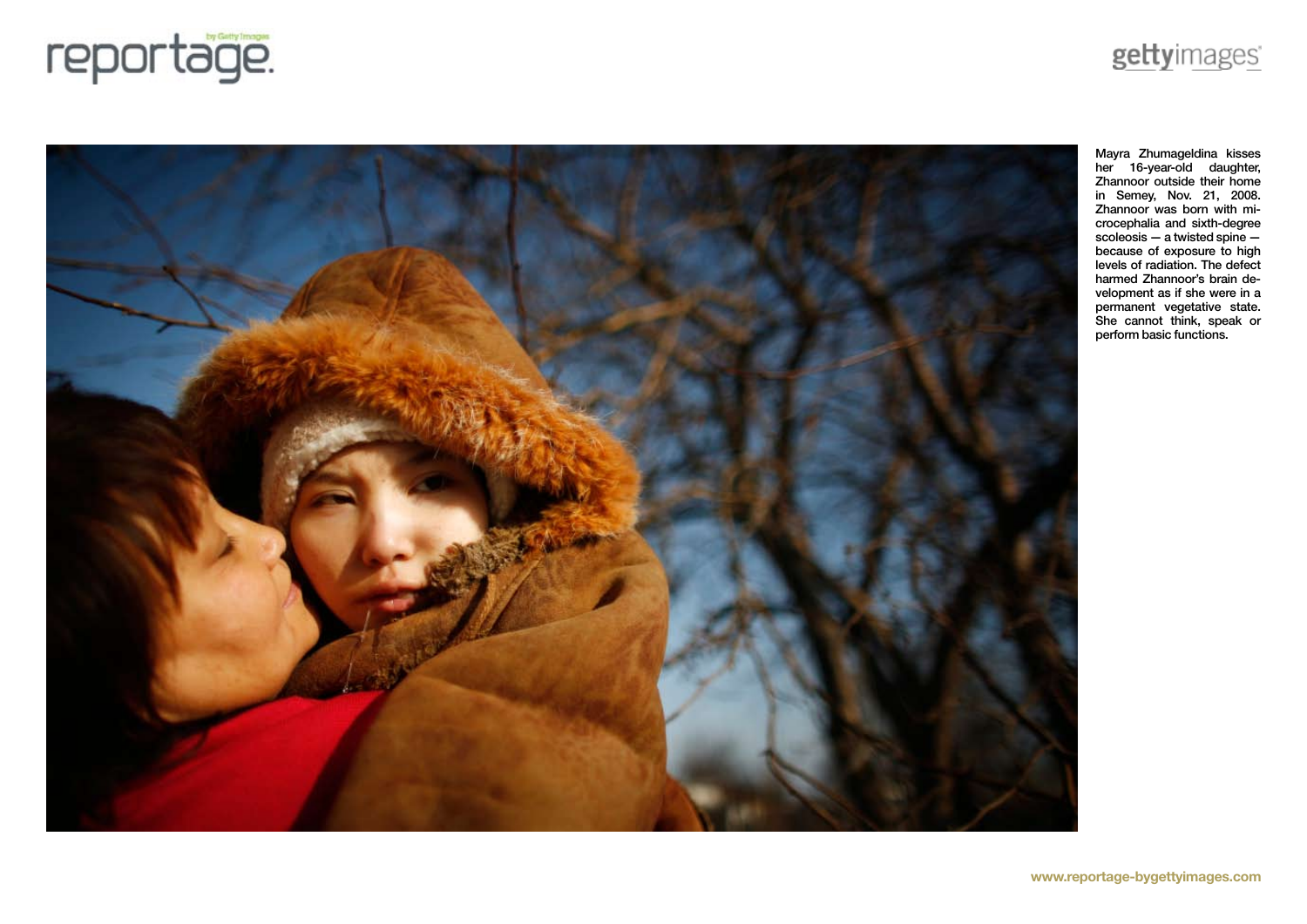Mayra Zhumageldina kisses her 16-year-old daughter, Zhannoor outside their home in Semey, Nov. 21, 2008. Zhannoor was born with microcephalia and sixth-degree scoleosis — a twisted spine — because of exposure to high levels of radiation. The defect harmed Zhannoor's brain development as if she were in a permanent vegetative state. She cannot think, speak or perform basic functions.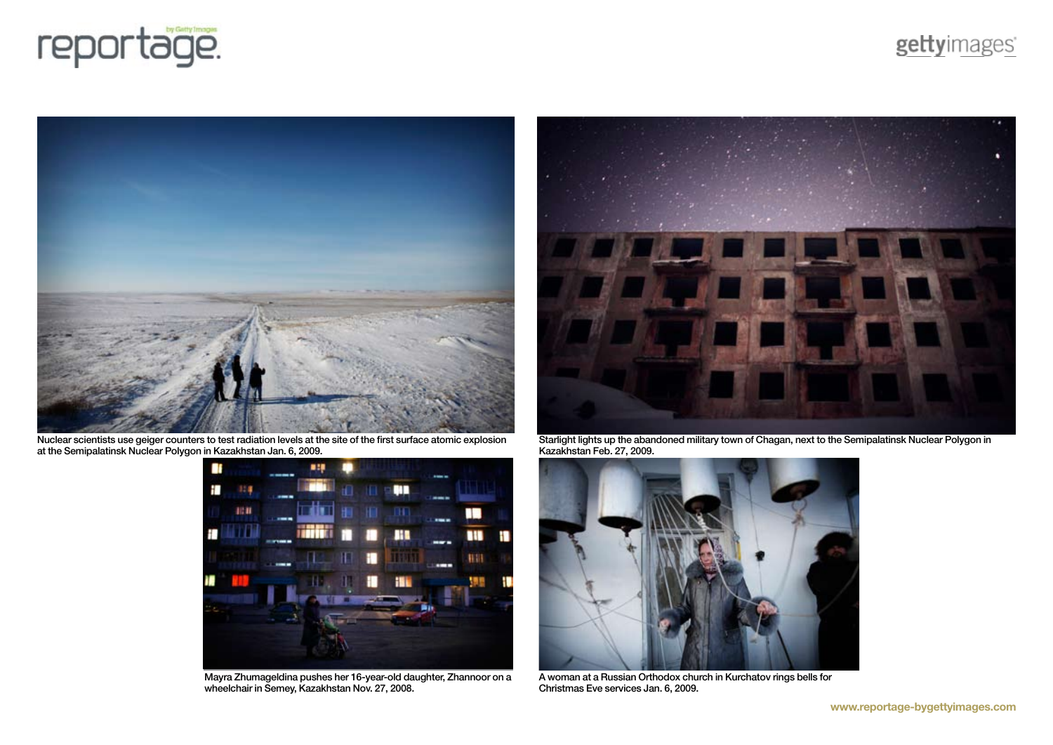Nuclear scientists use geiger counters to test radiation levels at the site of the first surface atomic explosion at the Semipalatinsk Nuclear Polygon in Kazakhstan Jan. 6, 2009.

Starlight lights up the abandoned military town of Chagan, next to the Semipalatinsk Nuclear Polygon in Kazakhstan Feb. 27, 2009.

Mayra Zhumageldina pushes her 16-year-old daughter, Zhannoor on a wheelchair in Semey, Kazakhstan Nov. 27, 2008.

A woman at a Russian Orthodox church in Kurchatov rings bells for Christmas Eve services Jan. 6, 2009.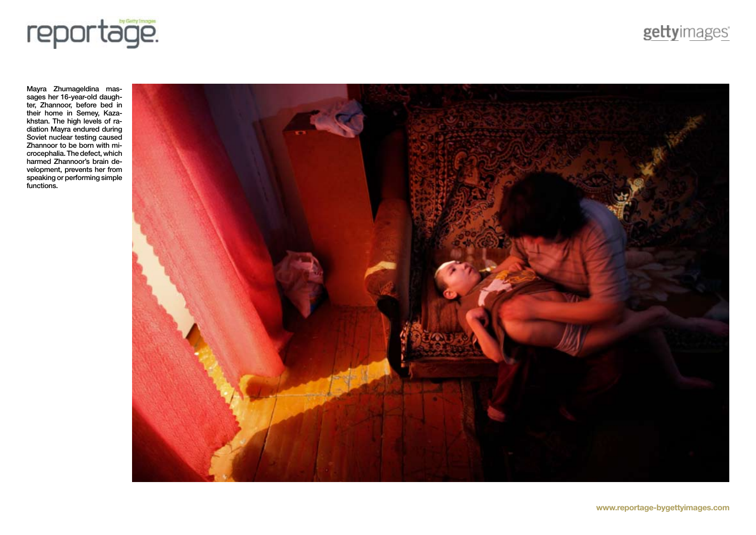Mayra Zhumageldina massages her 16-year-old daughter, Zhannoor, before bed in their home in Semey, Kazakhstan. The high levels of radiation Mayra endured during Soviet nuclear testing caused Zhannoor to be born with microcephalia. The defect, which harmed Zhannoor's brain development, prevents her from speaking or performing simple functions.